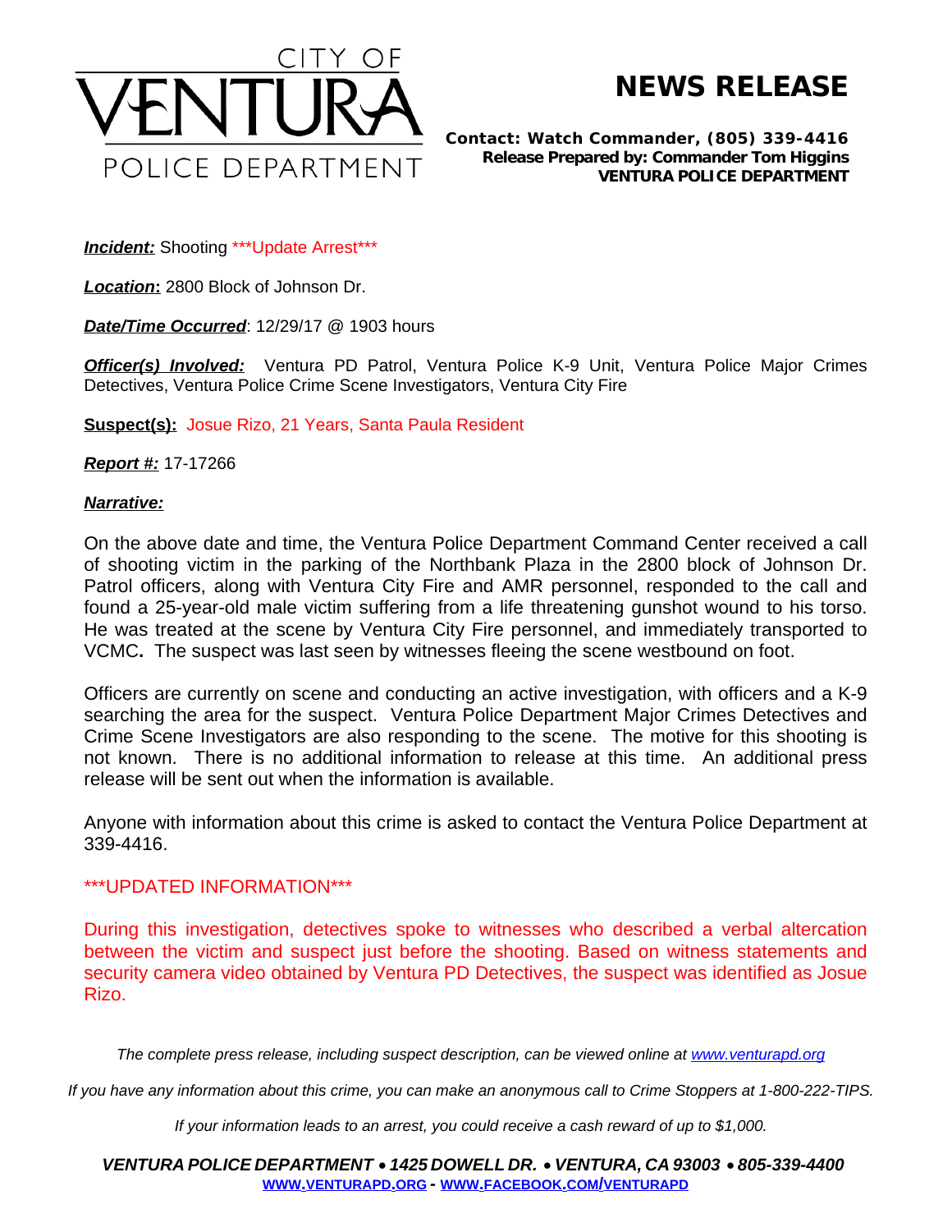CITY OF
# VENTURA
POLICE DEPARTMENT

# NEWS RELEASE

**Contact: Watch Commander, (805) 339-4416**
**Release Prepared by: Commander Tom Higgins**
**VENTURA POLICE DEPARTMENT**

***Incident:*** Shooting \*\*\*Update Arrest\*\*\*

***Location*:** 2800 Block of Johnson Dr.

***Date/Time Occurred***: 12/29/17 @ 1903 hours

***Officer(s) Involved:*** Ventura PD Patrol, Ventura Police K-9 Unit, Ventura Police Major Crimes Detectives, Ventura Police Crime Scene Investigators, Ventura City Fire

**Suspect(s):** Josue Rizo, 21 Years, Santa Paula Resident

***Report #:*** 17-17266

***Narrative:***

On the above date and time, the Ventura Police Department Command Center received a call of shooting victim in the parking of the Northbank Plaza in the 2800 block of Johnson Dr. Patrol officers, along with Ventura City Fire and AMR personnel, responded to the call and found a 25-year-old male victim suffering from a life threatening gunshot wound to his torso. He was treated at the scene by Ventura City Fire personnel, and immediately transported to VCMC**.** The suspect was last seen by witnesses fleeing the scene westbound on foot.

Officers are currently on scene and conducting an active investigation, with officers and a K-9 searching the area for the suspect. Ventura Police Department Major Crimes Detectives and Crime Scene Investigators are also responding to the scene. The motive for this shooting is not known. There is no additional information to release at this time. An additional press release will be sent out when the information is available.

Anyone with information about this crime is asked to contact the Ventura Police Department at 339-4416.

\*\*\*UPDATED INFORMATION\*\*\*

During this investigation, detectives spoke to witnesses who described a verbal altercation between the victim and suspect just before the shooting. Based on witness statements and security camera video obtained by Ventura PD Detectives, the suspect was identified as Josue Rizo.

*The complete press release, including suspect description, can be viewed online at [www.venturapd.org](http://www.venturapd.org)*

*If you have any information about this crime, you can make an anonymous call to Crime Stoppers at 1-800-222-TIPS.*

*If your information leads to an arrest, you could receive a cash reward of up to $1,000.*

***VENTURA POLICE DEPARTMENT • 1425 DOWELL DR. • VENTURA, CA 93003 • 805-339-4400***
**WWW.VENTURAPD.ORG - WWW.FACEBOOK.COM/VENTURAPD**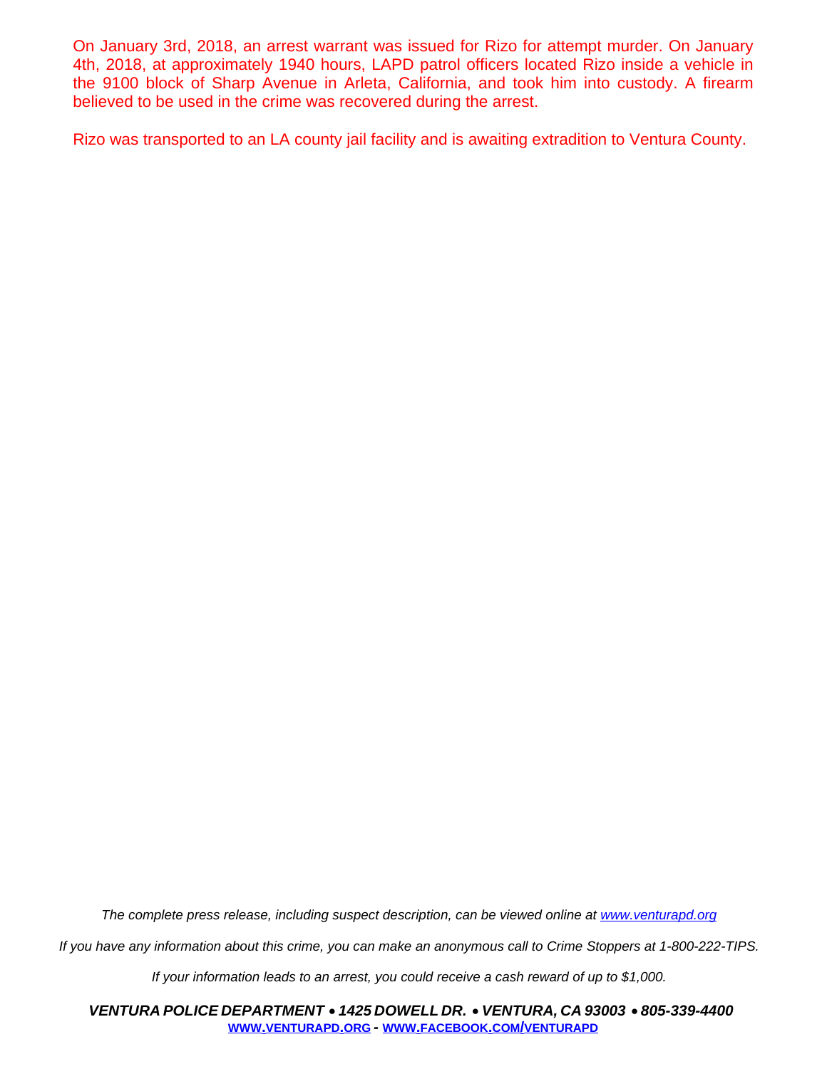On January 3rd, 2018, an arrest warrant was issued for Rizo for attempt murder. On January 4th, 2018, at approximately 1940 hours, LAPD patrol officers located Rizo inside a vehicle in the 9100 block of Sharp Avenue in Arleta, California, and took him into custody. A firearm believed to be used in the crime was recovered during the arrest.

Rizo was transported to an LA county jail facility and is awaiting extradition to Ventura County.

*The complete press release, including suspect description, can be viewed online at [www.venturapd.org](http://www.venturapd.org)*

*If you have any information about this crime, you can make an anonymous call to Crime Stoppers at 1-800-222-TIPS.*

*If your information leads to an arrest, you could receive a cash reward of up to $1,000.*

***VENTURA POLICE DEPARTMENT • 1425 DOWELL DR. • VENTURA, CA 93003 • 805-339-4400***

**[WWW.VENTURAPD.ORG](http://www.venturapd.org) - [WWW.FACEBOOK.COM/VENTURAPD](http://www.facebook.com/venturapd)**